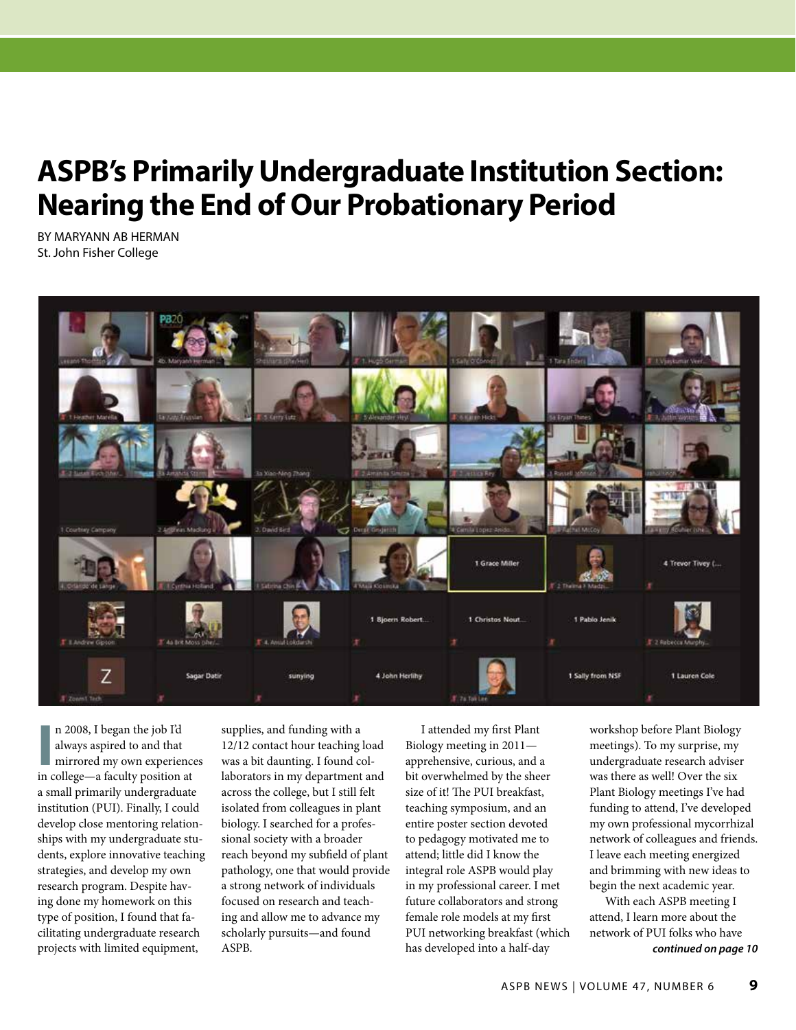# ASPB's Primarily Undergraduate Institution Section: Nearing the End of Our Probationary Period

BY MARYANN AB HERMAN
St. John Fisher College

In 2008, I began the job I'd always aspired to and that mirrored my own experiences in college—a faculty position at a small primarily undergraduate institution (PUI). Finally, I could develop close mentoring relationships with my undergraduate students, explore innovative teaching strategies, and develop my own research program. Despite having done my homework on this type of position, I found that facilitating undergraduate research projects with limited equipment, supplies, and funding with a 12/12 contact hour teaching load was a bit daunting. I found collaborators in my department and across the college, but I still felt isolated from colleagues in plant biology. I searched for a professional society with a broader reach beyond my subfield of plant pathology, one that would provide a strong network of individuals focused on research and teaching and allow me to advance my scholarly pursuits—and found ASPB.

I attended my first Plant Biology meeting in 2011—apprehensive, curious, and a bit overwhelmed by the sheer size of it! The PUI breakfast, teaching symposium, and an entire poster section devoted to pedagogy motivated me to attend; little did I know the integral role ASPB would play in my professional career. I met future collaborators and strong female role models at my first PUI networking breakfast (which has developed into a half-day workshop before Plant Biology meetings). To my surprise, my undergraduate research adviser was there as well! Over the six Plant Biology meetings I've had funding to attend, I've developed my own professional mycorrhizal network of colleagues and friends. I leave each meeting energized and brimming with new ideas to begin the next academic year.

With each ASPB meeting I attend, I learn more about the network of PUI folks who have

*continued on page 10*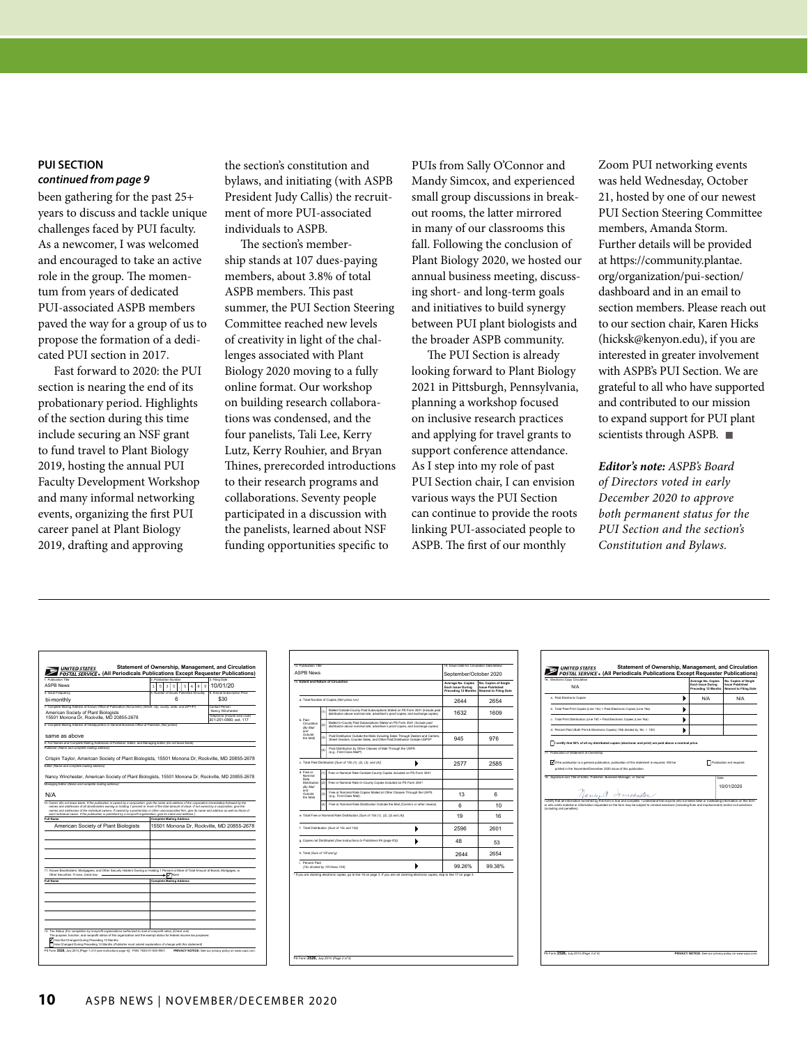**PUI SECTION**
***continued from page 9***

been gathering for the past 25+ years to discuss and tackle unique challenges faced by PUI faculty. As a newcomer, I was welcomed and encouraged to take an active role in the group. The momentum from years of dedicated PUI-associated ASPB members paved the way for a group of us to propose the formation of a dedicated PUI section in 2017.

Fast forward to 2020: the PUI section is nearing the end of its probationary period. Highlights of the section during this time include securing an NSF grant to fund travel to Plant Biology 2019, hosting the annual PUI Faculty Development Workshop and many informal networking events, organizing the first PUI career panel at Plant Biology 2019, drafting and approving the section's constitution and bylaws, and initiating (with ASPB President Judy Callis) the recruitment of more PUI-associated individuals to ASPB.

The section's membership stands at 107 dues-paying members, about 3.8% of total ASPB members. This past summer, the PUI Section Steering Committee reached new levels of creativity in light of the challenges associated with Plant Biology 2020 moving to a fully online format. Our workshop on building research collaborations was condensed, and the four panelists, Tali Lee, Kerry Lutz, Kerry Rouhier, and Bryan Thines, prerecorded introductions to their research programs and collaborations. Seventy people participated in a discussion with the panelists, learned about NSF funding opportunities specific to PUIs from Sally O'Connor and Mandy Simcox, and experienced small group discussions in breakout rooms, the latter mirrored in many of our classrooms this fall. Following the conclusion of Plant Biology 2020, we hosted our annual business meeting, discussing short- and long-term goals and initiatives to build synergy between PUI plant biologists and the broader ASPB community.

The PUI Section is already looking forward to Plant Biology 2021 in Pittsburgh, Pennsylvania, planning a workshop focused on inclusive research practices and applying for travel grants to support conference attendance. As I step into my role of past PUI Section chair, I can envision various ways the PUI Section can continue to provide the roots linking PUI-associated people to ASPB. The first of our monthly Zoom PUI networking events was held Wednesday, October 21, hosted by one of our newest PUI Section Steering Committee members, Amanda Storm. Further details will be provided at https://community.plantae.org/organization/pui-section/dashboard and in an email to section members. Please reach out to our section chair, Karen Hicks (hicksk@kenyon.edu), if you are interested in greater involvement with ASPB's PUI Section. We are grateful to all who have supported and contributed to our mission to expand support for PUI plant scientists through ASPB. ■

***Editor's note:*** *ASPB's Board of Directors voted in early December 2020 to approve both permanent status for the PUI Section and the section's Constitution and Bylaws.*

**UNITED STATES POSTAL SERVICE — Statement of Ownership, Management, and Circulation (All Periodicals Publications Except Requester Publications)**

1. Publication Title: ASPB News
2. Publication Number: 1 5 3 5 - 5 4 8 9
3. Filing Date: 10/01/20
4. Issue Frequency: bi-monthly
5. Number of Issues Published Annually: 6
6. Annual Subscription Price: $30
7. Complete Mailing Address of Known Office of Publication: American Society of Plant Biologists, 15501 Monona Dr, Rockville, MD 20855-2678. Contact Person: Nancy Winchester. Telephone: 301-251-0560, ext. 117
8. Complete Mailing Address of Headquarters or General Business Office of Publisher: same as above
9. Full Names and Complete Mailing Addresses of Publisher, Editor, and Managing Editor:
Publisher: Crispin Taylor, American Society of Plant Biologists, 15501 Monona Dr, Rockville, MD 20855-2678
Editor: Nancy Winchester, American Society of Plant Biologists, 15501 Monona Dr, Rockville, MD 20855-2678
Managing Editor: N/A
10. Owner:

| Full Name | Complete Mailing Address |
|---|---|
| American Society of Plant Biologists | 15501 Monona Dr, Rockville, MD 20855-2678 |

11. Known Bondholders, Mortgagees, and Other Security Holders Owning or Holding 1 Percent or More of Total Amount of Bonds, Mortgages, or Other Securities: ☑ None
12. Tax Status: ☑ Has Not Changed During Preceding 12 Months

PS Form 3526, July 2014 (Page 1 of 4)

13. Publication Title: ASPB News
14. Issue Date for Circulation Data Below: September/October 2020

| 15. Extent and Nature of Circulation | Average No. Copies Each Issue During Preceding 12 Months | No. Copies of Single Issue Published Nearest to Filing Date |
|---|---|---|
| a. Total Number of Copies (Net press run) | 2644 | 2654 |
| b. (1) Mailed Outside-County Paid Subscriptions Stated on PS Form 3541 | 1632 | 1609 |
| b. (2) Mailed In-County Paid Subscriptions Stated on PS Form 3541 | | |
| b. (3) Paid Distribution Outside the Mails Including Sales Through Dealers and Carriers, Street Vendors, Counter Sales, and Other Paid Distribution Outside USPS | 945 | 976 |
| b. (4) Paid Distribution by Other Classes of Mail Through the USPS | | |
| c. Total Paid Distribution | 2577 | 2585 |
| d. (1) Free or Nominal Rate Outside-County Copies included on PS Form 3541 | | |
| d. (2) Free or Nominal Rate In-County Copies Included on PS Form 3541 | | |
| d. (3) Free or Nominal Rate Copies Mailed at Other Classes Through the USPS | 13 | 6 |
| d. (4) Free or Nominal Rate Distribution Outside the Mail | 6 | 10 |
| e. Total Free or Nominal Rate Distribution | 19 | 16 |
| f. Total Distribution | 2596 | 2601 |
| g. Copies not Distributed | 48 | 53 |
| h. Total | 2644 | 2654 |
| i. Percent Paid | 99.26% | 99.38% |

PS Form 3526, July 2014 (Page 2 of 4)

| 16. Electronic Copy Circulation | Average No. Copies Each Issue During Preceding 12 Months | No. Copies of Single Issue Published Nearest to Filing Date |
|---|---|---|
| a. Paid Electronic Copies | N/A | N/A |
| b. Total Paid Print Copies (Line 15c) + Paid Electronic Copies (Line 16a) | | |
| c. Total Print Distribution (Line 15f) + Paid Electronic Copies (Line 16a) | | |
| d. Percent Paid (Both Print & Electronic Copies) | | |

17. Publication of Statement of Ownership: ☑ If the publication is a general publication, publication of this statement is required. Will be printed in the November/December 2020 issue of this publication.
18. Signature and Title of Editor, Publisher, Business Manager, or Owner: Nancy A. Winchester — Date: 10/01/2020

PS Form 3526, July 2014 (Page 3 of 4)